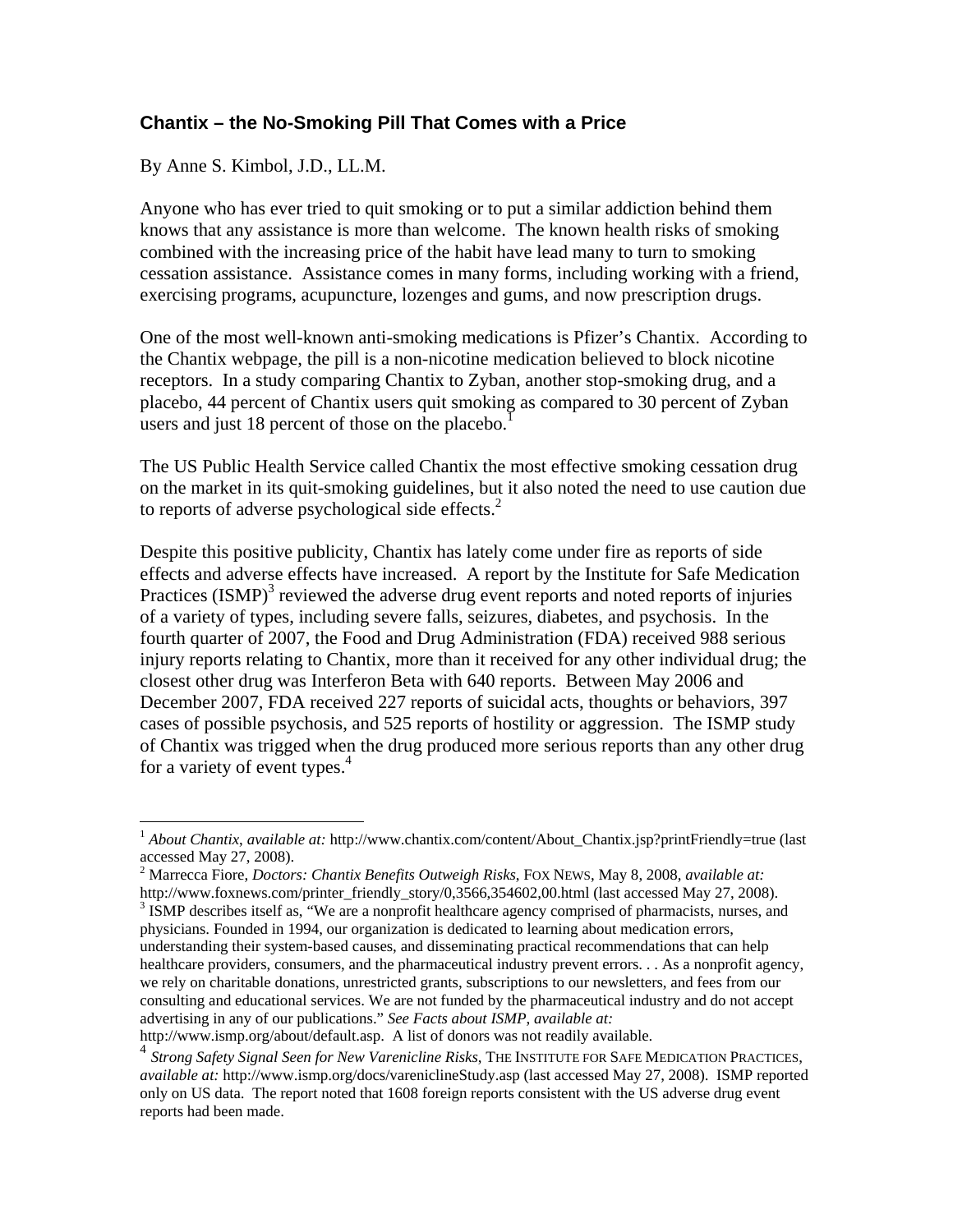### Chantix – the No-Smoking Pill That Comes with a Price

By Anne S. Kimbol, J.D., LL.M.

Anyone who has ever tried to quit smoking or to put a similar addiction behind them knows that any assistance is more than welcome. The known health risks of smoking combined with the increasing price of the habit have lead many to turn to smoking cessation assistance. Assistance comes in many forms, including working with a friend, exercising programs, acupuncture, lozenges and gums, and now prescription drugs.

One of the most well-known anti-smoking medications is Pfizer's Chantix. According to the Chantix webpage, the pill is a non-nicotine medication believed to block nicotine receptors. In a study comparing Chantix to Zyban, another stop-smoking drug, and a placebo, 44 percent of Chantix users quit smoking as compared to 30 percent of Zyban users and just 18 percent of those on the placebo.[1]

The US Public Health Service called Chantix the most effective smoking cessation drug on the market in its quit-smoking guidelines, but it also noted the need to use caution due to reports of adverse psychological side effects.[2]

Despite this positive publicity, Chantix has lately come under fire as reports of side effects and adverse effects have increased. A report by the Institute for Safe Medication Practices (ISMP)[3] reviewed the adverse drug event reports and noted reports of injuries of a variety of types, including severe falls, seizures, diabetes, and psychosis. In the fourth quarter of 2007, the Food and Drug Administration (FDA) received 988 serious injury reports relating to Chantix, more than it received for any other individual drug; the closest other drug was Interferon Beta with 640 reports. Between May 2006 and December 2007, FDA received 227 reports of suicidal acts, thoughts or behaviors, 397 cases of possible psychosis, and 525 reports of hostility or aggression. The ISMP study of Chantix was trigged when the drug produced more serious reports than any other drug for a variety of event types.[4]

---

[1] *About Chantix*, *available at:* http://www.chantix.com/content/About_Chantix.jsp?printFriendly=true (last accessed May 27, 2008).

[2] Marrecca Fiore, *Doctors: Chantix Benefits Outweigh Risks*, FOX NEWS, May 8, 2008, *available at:* http://www.foxnews.com/printer_friendly_story/0,3566,354602,00.html (last accessed May 27, 2008).

[3] ISMP describes itself as, "We are a nonprofit healthcare agency comprised of pharmacists, nurses, and physicians. Founded in 1994, our organization is dedicated to learning about medication errors, understanding their system-based causes, and disseminating practical recommendations that can help healthcare providers, consumers, and the pharmaceutical industry prevent errors. . . As a nonprofit agency, we rely on charitable donations, unrestricted grants, subscriptions to our newsletters, and fees from our consulting and educational services. We are not funded by the pharmaceutical industry and do not accept advertising in any of our publications." *See Facts about ISMP*, *available at:* http://www.ismp.org/about/default.asp. A list of donors was not readily available.

[4] *Strong Safety Signal Seen for New Varenicline Risks*, THE INSTITUTE FOR SAFE MEDICATION PRACTICES, *available at:* http://www.ismp.org/docs/vareniclineStudy.asp (last accessed May 27, 2008). ISMP reported only on US data. The report noted that 1608 foreign reports consistent with the US adverse drug event reports had been made.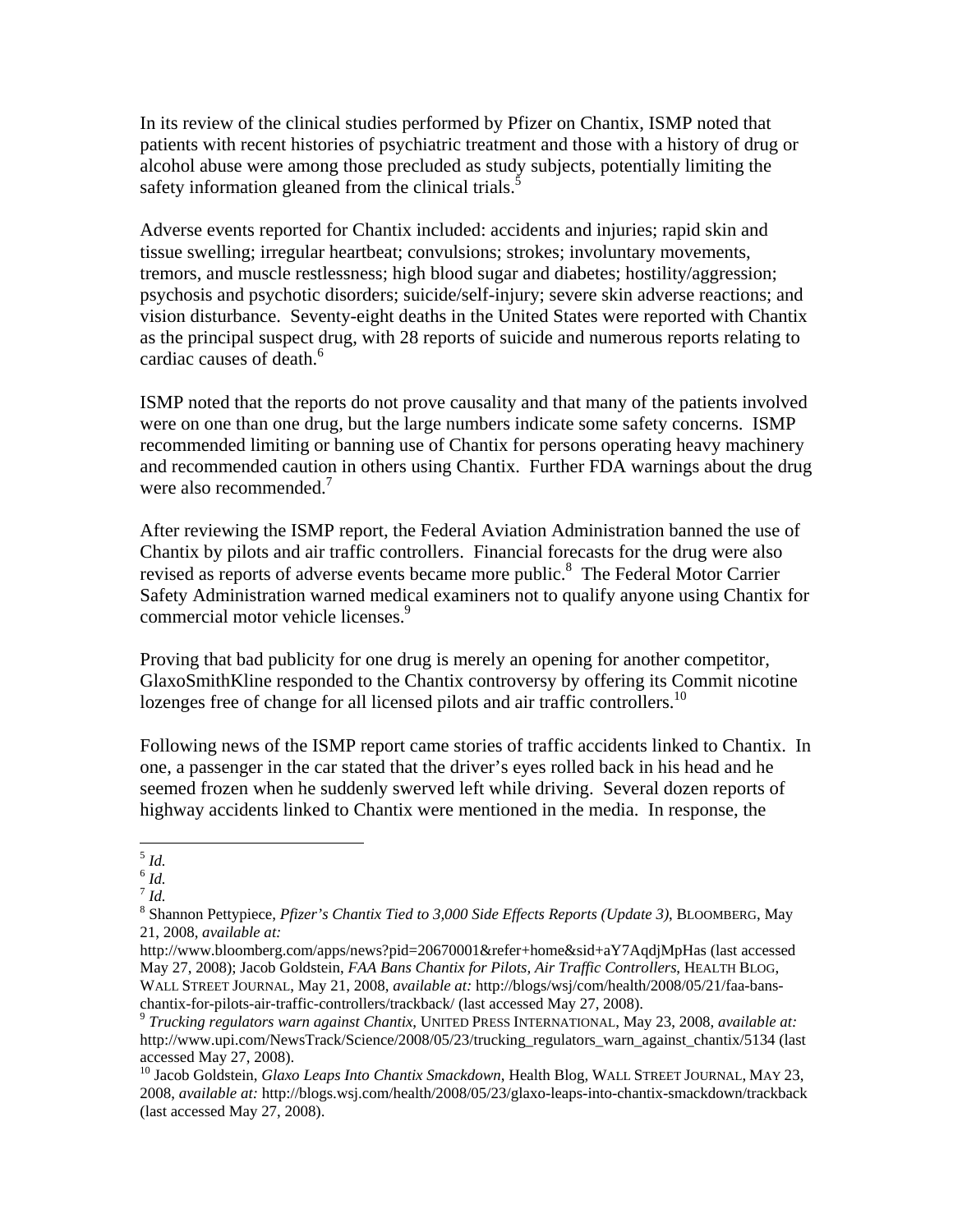In its review of the clinical studies performed by Pfizer on Chantix, ISMP noted that patients with recent histories of psychiatric treatment and those with a history of drug or alcohol abuse were among those precluded as study subjects, potentially limiting the safety information gleaned from the clinical trials.[5]

Adverse events reported for Chantix included: accidents and injuries; rapid skin and tissue swelling; irregular heartbeat; convulsions; strokes; involuntary movements, tremors, and muscle restlessness; high blood sugar and diabetes; hostility/aggression; psychosis and psychotic disorders; suicide/self-injury; severe skin adverse reactions; and vision disturbance. Seventy-eight deaths in the United States were reported with Chantix as the principal suspect drug, with 28 reports of suicide and numerous reports relating to cardiac causes of death.[6]

ISMP noted that the reports do not prove causality and that many of the patients involved were on one than one drug, but the large numbers indicate some safety concerns. ISMP recommended limiting or banning use of Chantix for persons operating heavy machinery and recommended caution in others using Chantix. Further FDA warnings about the drug were also recommended.[7]

After reviewing the ISMP report, the Federal Aviation Administration banned the use of Chantix by pilots and air traffic controllers. Financial forecasts for the drug were also revised as reports of adverse events became more public.[8] The Federal Motor Carrier Safety Administration warned medical examiners not to qualify anyone using Chantix for commercial motor vehicle licenses.[9]

Proving that bad publicity for one drug is merely an opening for another competitor, GlaxoSmithKline responded to the Chantix controversy by offering its Commit nicotine lozenges free of change for all licensed pilots and air traffic controllers.[10]

Following news of the ISMP report came stories of traffic accidents linked to Chantix. In one, a passenger in the car stated that the driver's eyes rolled back in his head and he seemed frozen when he suddenly swerved left while driving. Several dozen reports of highway accidents linked to Chantix were mentioned in the media. In response, the

---

[5] *Id.*

[6] *Id.*

[7] *Id.*

[8] Shannon Pettypiece, *Pfizer's Chantix Tied to 3,000 Side Effects Reports (Update 3)*, BLOOMBERG, May 21, 2008, *available at:* http://www.bloomberg.com/apps/news?pid=20670001&refer+home&sid+aY7AqdjMpHas (last accessed May 27, 2008); Jacob Goldstein, *FAA Bans Chantix for Pilots, Air Traffic Controllers*, HEALTH BLOG, WALL STREET JOURNAL, May 21, 2008, *available at:* http://blogs/wsj/com/health/2008/05/21/faa-bans-chantix-for-pilots-air-traffic-controllers/trackback/ (last accessed May 27, 2008).

[9] *Trucking regulators warn against Chantix*, UNITED PRESS INTERNATIONAL, May 23, 2008, *available at:* http://www.upi.com/NewsTrack/Science/2008/05/23/trucking_regulators_warn_against_chantix/5134 (last accessed May 27, 2008).

[10] Jacob Goldstein, *Glaxo Leaps Into Chantix Smackdown*, Health Blog, WALL STREET JOURNAL, MAY 23, 2008, *available at:* http://blogs.wsj.com/health/2008/05/23/glaxo-leaps-into-chantix-smackdown/trackback (last accessed May 27, 2008).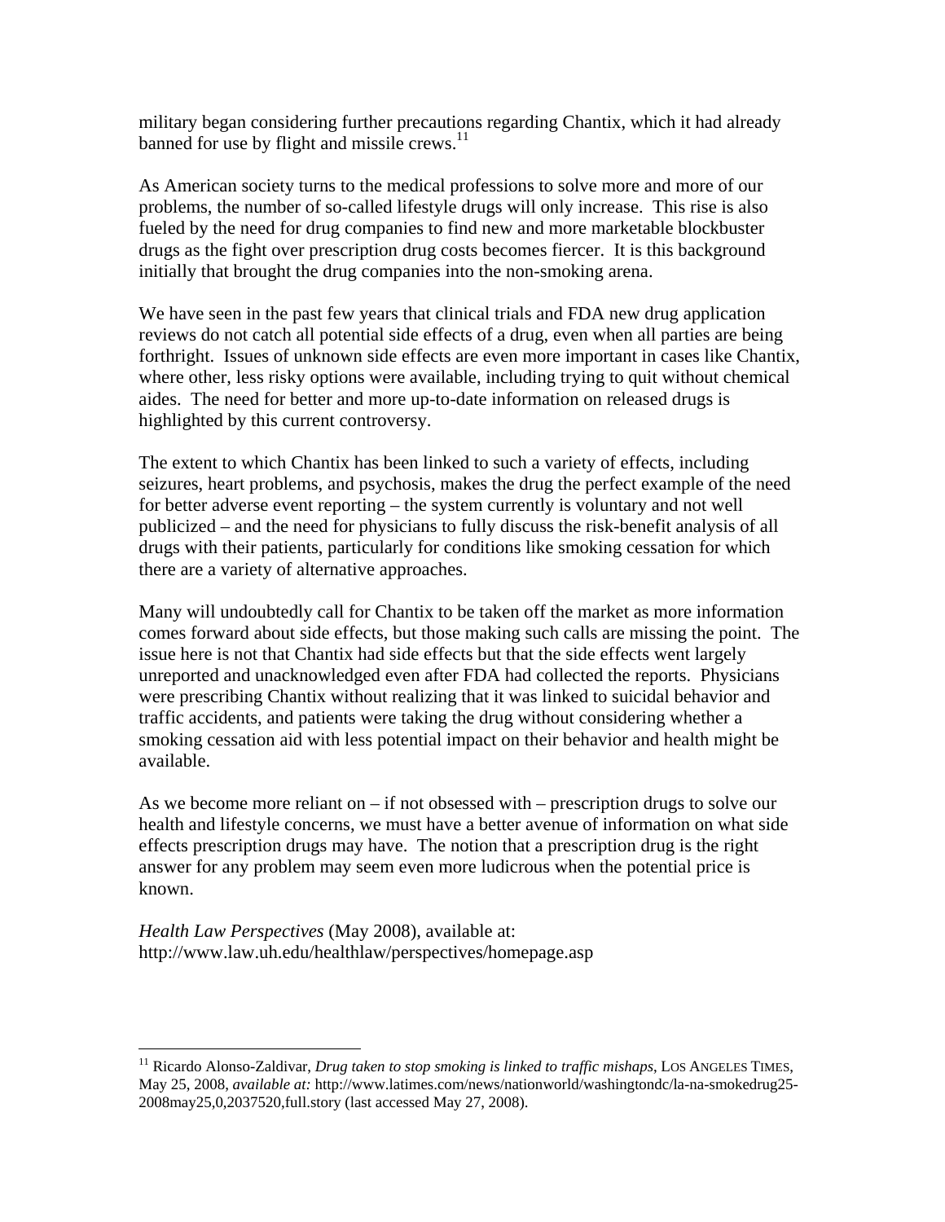military began considering further precautions regarding Chantix, which it had already banned for use by flight and missile crews.[11]

As American society turns to the medical professions to solve more and more of our problems, the number of so-called lifestyle drugs will only increase. This rise is also fueled by the need for drug companies to find new and more marketable blockbuster drugs as the fight over prescription drug costs becomes fiercer. It is this background initially that brought the drug companies into the non-smoking arena.

We have seen in the past few years that clinical trials and FDA new drug application reviews do not catch all potential side effects of a drug, even when all parties are being forthright. Issues of unknown side effects are even more important in cases like Chantix, where other, less risky options were available, including trying to quit without chemical aides. The need for better and more up-to-date information on released drugs is highlighted by this current controversy.

The extent to which Chantix has been linked to such a variety of effects, including seizures, heart problems, and psychosis, makes the drug the perfect example of the need for better adverse event reporting – the system currently is voluntary and not well publicized – and the need for physicians to fully discuss the risk-benefit analysis of all drugs with their patients, particularly for conditions like smoking cessation for which there are a variety of alternative approaches.

Many will undoubtedly call for Chantix to be taken off the market as more information comes forward about side effects, but those making such calls are missing the point. The issue here is not that Chantix had side effects but that the side effects went largely unreported and unacknowledged even after FDA had collected the reports. Physicians were prescribing Chantix without realizing that it was linked to suicidal behavior and traffic accidents, and patients were taking the drug without considering whether a smoking cessation aid with less potential impact on their behavior and health might be available.

As we become more reliant on – if not obsessed with – prescription drugs to solve our health and lifestyle concerns, we must have a better avenue of information on what side effects prescription drugs may have. The notion that a prescription drug is the right answer for any problem may seem even more ludicrous when the potential price is known.

*Health Law Perspectives* (May 2008), available at:
http://www.law.uh.edu/healthlaw/perspectives/homepage.asp

[11] Ricardo Alonso-Zaldivar, *Drug taken to stop smoking is linked to traffic mishaps*, LOS ANGELES TIMES, May 25, 2008, *available at:* http://www.latimes.com/news/nationworld/washingtondc/la-na-smokedrug25-2008may25,0,2037520,full.story (last accessed May 27, 2008).